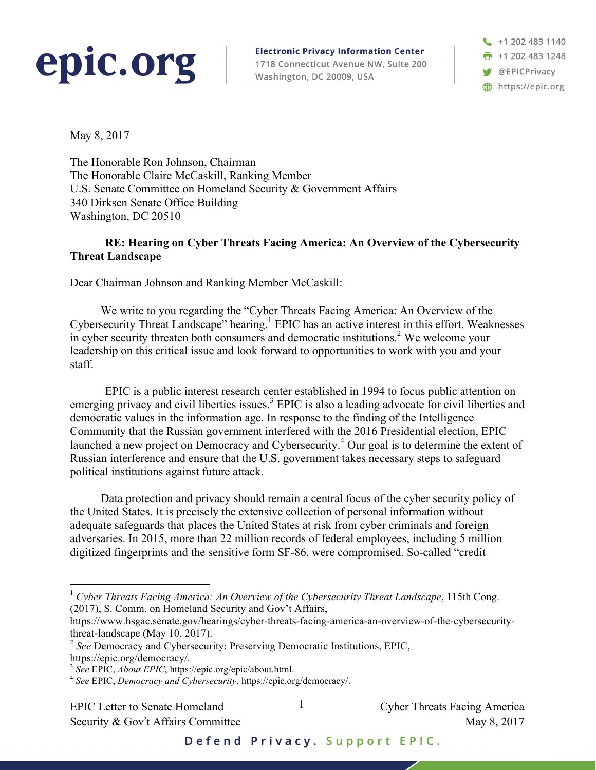epic.org

**Electronic Privacy Information Center**
1718 Connecticut Avenue NW, Suite 200
Washington, DC 20009, USA

+1 202 483 1140
+1 202 483 1248
@EPICPrivacy
https://epic.org

May 8, 2017

The Honorable Ron Johnson, Chairman
The Honorable Claire McCaskill, Ranking Member
U.S. Senate Committee on Homeland Security & Government Affairs
340 Dirksen Senate Office Building
Washington, DC 20510

**RE: Hearing on Cyber Threats Facing America: An Overview of the Cybersecurity Threat Landscape**

Dear Chairman Johnson and Ranking Member McCaskill:

We write to you regarding the "Cyber Threats Facing America: An Overview of the Cybersecurity Threat Landscape" hearing.[1] EPIC has an active interest in this effort. Weaknesses in cyber security threaten both consumers and democratic institutions.[2] We welcome your leadership on this critical issue and look forward to opportunities to work with you and your staff.

EPIC is a public interest research center established in 1994 to focus public attention on emerging privacy and civil liberties issues.[3] EPIC is also a leading advocate for civil liberties and democratic values in the information age. In response to the finding of the Intelligence Community that the Russian government interfered with the 2016 Presidential election, EPIC launched a new project on Democracy and Cybersecurity.[4] Our goal is to determine the extent of Russian interference and ensure that the U.S. government takes necessary steps to safeguard political institutions against future attack.

Data protection and privacy should remain a central focus of the cyber security policy of the United States. It is precisely the extensive collection of personal information without adequate safeguards that places the United States at risk from cyber criminals and foreign adversaries. In 2015, more than 22 million records of federal employees, including 5 million digitized fingerprints and the sensitive form SF-86, were compromised. So-called "credit

---

[1] *Cyber Threats Facing America: An Overview of the Cybersecurity Threat Landscape*, 115th Cong. (2017), S. Comm. on Homeland Security and Gov't Affairs, https://www.hsgac.senate.gov/hearings/cyber-threats-facing-america-an-overview-of-the-cybersecurity-threat-landscape (May 10, 2017).

[2] *See* Democracy and Cybersecurity: Preserving Democratic Institutions, EPIC, https://epic.org/democracy/.

[3] *See* EPIC, *About EPIC*, https://epic.org/epic/about.html.

[4] *See* EPIC, *Democracy and Cybersecurity*, https://epic.org/democracy/.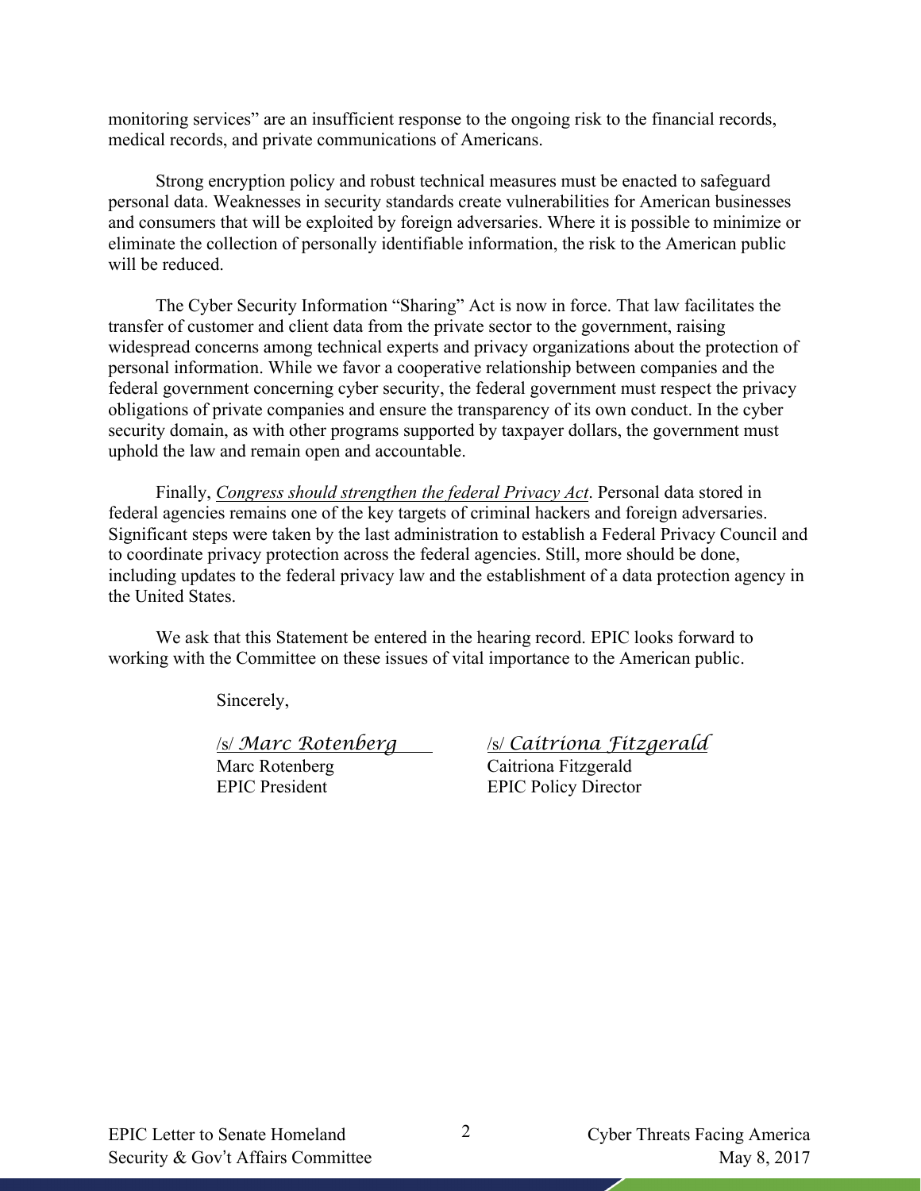monitoring services" are an insufficient response to the ongoing risk to the financial records, medical records, and private communications of Americans.

Strong encryption policy and robust technical measures must be enacted to safeguard personal data. Weaknesses in security standards create vulnerabilities for American businesses and consumers that will be exploited by foreign adversaries. Where it is possible to minimize or eliminate the collection of personally identifiable information, the risk to the American public will be reduced.

The Cyber Security Information "Sharing" Act is now in force. That law facilitates the transfer of customer and client data from the private sector to the government, raising widespread concerns among technical experts and privacy organizations about the protection of personal information. While we favor a cooperative relationship between companies and the federal government concerning cyber security, the federal government must respect the privacy obligations of private companies and ensure the transparency of its own conduct. In the cyber security domain, as with other programs supported by taxpayer dollars, the government must uphold the law and remain open and accountable.

Finally, *Congress should strengthen the federal Privacy Act*. Personal data stored in federal agencies remains one of the key targets of criminal hackers and foreign adversaries. Significant steps were taken by the last administration to establish a Federal Privacy Council and to coordinate privacy protection across the federal agencies. Still, more should be done, including updates to the federal privacy law and the establishment of a data protection agency in the United States.

We ask that this Statement be entered in the hearing record. EPIC looks forward to working with the Committee on these issues of vital importance to the American public.

Sincerely,

/s/ *Marc Rotenberg*
Marc Rotenberg
EPIC President

/s/ *Caitriona Fitzgerald*
Caitriona Fitzgerald
EPIC Policy Director